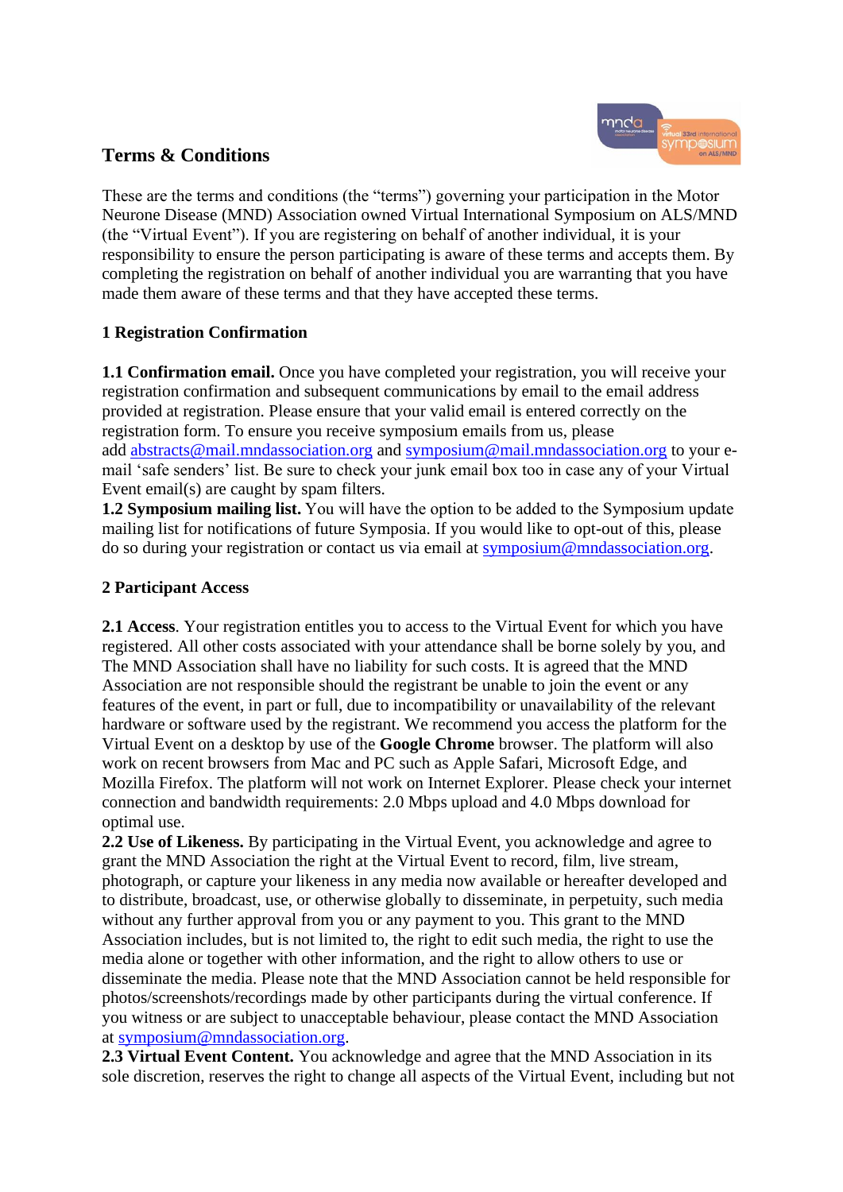# Terms & Conditions

These are the terms and conditions (the "terms") governing your participation in the Motor Neurone Disease (MND) Association owned Virtual International Symposium on ALS/MND (the "Virtual Event"). If you are registering on behalf of another individual, it is your responsibility to ensure the person participating is aware of these terms and accepts them. By completing the registration on behalf of another individual you are warranting that you have made them aware of these terms and that they have accepted these terms.

## 1 Registration Confirmation

**1.1 Confirmation email.** Once you have completed your registration, you will receive your registration confirmation and subsequent communications by email to the email address provided at registration. Please ensure that your valid email is entered correctly on the registration form. To ensure you receive symposium emails from us, please add abstracts@mail.mndassociation.org and symposium@mail.mndassociation.org to your e-mail 'safe senders' list. Be sure to check your junk email box too in case any of your Virtual Event email(s) are caught by spam filters.

**1.2 Symposium mailing list.** You will have the option to be added to the Symposium update mailing list for notifications of future Symposia. If you would like to opt-out of this, please do so during your registration or contact us via email at symposium@mndassociation.org.

## 2 Participant Access

**2.1 Access**. Your registration entitles you to access to the Virtual Event for which you have registered. All other costs associated with your attendance shall be borne solely by you, and The MND Association shall have no liability for such costs. It is agreed that the MND Association are not responsible should the registrant be unable to join the event or any features of the event, in part or full, due to incompatibility or unavailability of the relevant hardware or software used by the registrant. We recommend you access the platform for the Virtual Event on a desktop by use of the **Google Chrome** browser. The platform will also work on recent browsers from Mac and PC such as Apple Safari, Microsoft Edge, and Mozilla Firefox. The platform will not work on Internet Explorer. Please check your internet connection and bandwidth requirements: 2.0 Mbps upload and 4.0 Mbps download for optimal use.

**2.2 Use of Likeness.** By participating in the Virtual Event, you acknowledge and agree to grant the MND Association the right at the Virtual Event to record, film, live stream, photograph, or capture your likeness in any media now available or hereafter developed and to distribute, broadcast, use, or otherwise globally to disseminate, in perpetuity, such media without any further approval from you or any payment to you. This grant to the MND Association includes, but is not limited to, the right to edit such media, the right to use the media alone or together with other information, and the right to allow others to use or disseminate the media. Please note that the MND Association cannot be held responsible for photos/screenshots/recordings made by other participants during the virtual conference. If you witness or are subject to unacceptable behaviour, please contact the MND Association at symposium@mndassociation.org.

**2.3 Virtual Event Content.** You acknowledge and agree that the MND Association in its sole discretion, reserves the right to change all aspects of the Virtual Event, including but not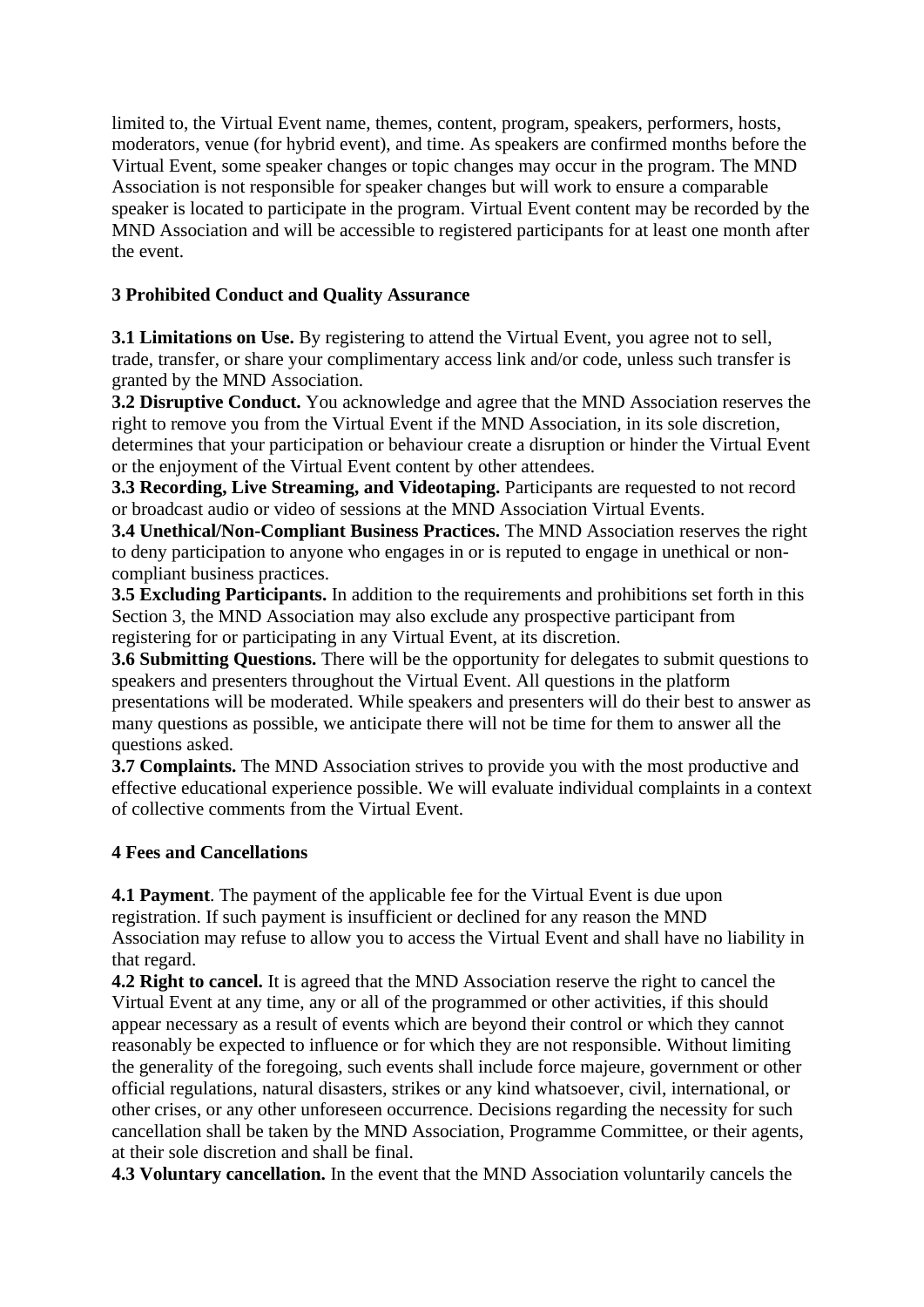limited to, the Virtual Event name, themes, content, program, speakers, performers, hosts, moderators, venue (for hybrid event), and time. As speakers are confirmed months before the Virtual Event, some speaker changes or topic changes may occur in the program. The MND Association is not responsible for speaker changes but will work to ensure a comparable speaker is located to participate in the program. Virtual Event content may be recorded by the MND Association and will be accessible to registered participants for at least one month after the event.

## 3 Prohibited Conduct and Quality Assurance

**3.1 Limitations on Use.** By registering to attend the Virtual Event, you agree not to sell, trade, transfer, or share your complimentary access link and/or code, unless such transfer is granted by the MND Association.
**3.2 Disruptive Conduct.** You acknowledge and agree that the MND Association reserves the right to remove you from the Virtual Event if the MND Association, in its sole discretion, determines that your participation or behaviour create a disruption or hinder the Virtual Event or the enjoyment of the Virtual Event content by other attendees.
**3.3 Recording, Live Streaming, and Videotaping.** Participants are requested to not record or broadcast audio or video of sessions at the MND Association Virtual Events.
**3.4 Unethical/Non-Compliant Business Practices.** The MND Association reserves the right to deny participation to anyone who engages in or is reputed to engage in unethical or non-compliant business practices.
**3.5 Excluding Participants.** In addition to the requirements and prohibitions set forth in this Section 3, the MND Association may also exclude any prospective participant from registering for or participating in any Virtual Event, at its discretion.
**3.6 Submitting Questions.** There will be the opportunity for delegates to submit questions to speakers and presenters throughout the Virtual Event. All questions in the platform presentations will be moderated. While speakers and presenters will do their best to answer as many questions as possible, we anticipate there will not be time for them to answer all the questions asked.
**3.7 Complaints.** The MND Association strives to provide you with the most productive and effective educational experience possible. We will evaluate individual complaints in a context of collective comments from the Virtual Event.

## 4 Fees and Cancellations

**4.1 Payment**. The payment of the applicable fee for the Virtual Event is due upon registration. If such payment is insufficient or declined for any reason the MND Association may refuse to allow you to access the Virtual Event and shall have no liability in that regard.
**4.2 Right to cancel.** It is agreed that the MND Association reserve the right to cancel the Virtual Event at any time, any or all of the programmed or other activities, if this should appear necessary as a result of events which are beyond their control or which they cannot reasonably be expected to influence or for which they are not responsible. Without limiting the generality of the foregoing, such events shall include force majeure, government or other official regulations, natural disasters, strikes or any kind whatsoever, civil, international, or other crises, or any other unforeseen occurrence. Decisions regarding the necessity for such cancellation shall be taken by the MND Association, Programme Committee, or their agents, at their sole discretion and shall be final.
**4.3 Voluntary cancellation.** In the event that the MND Association voluntarily cancels the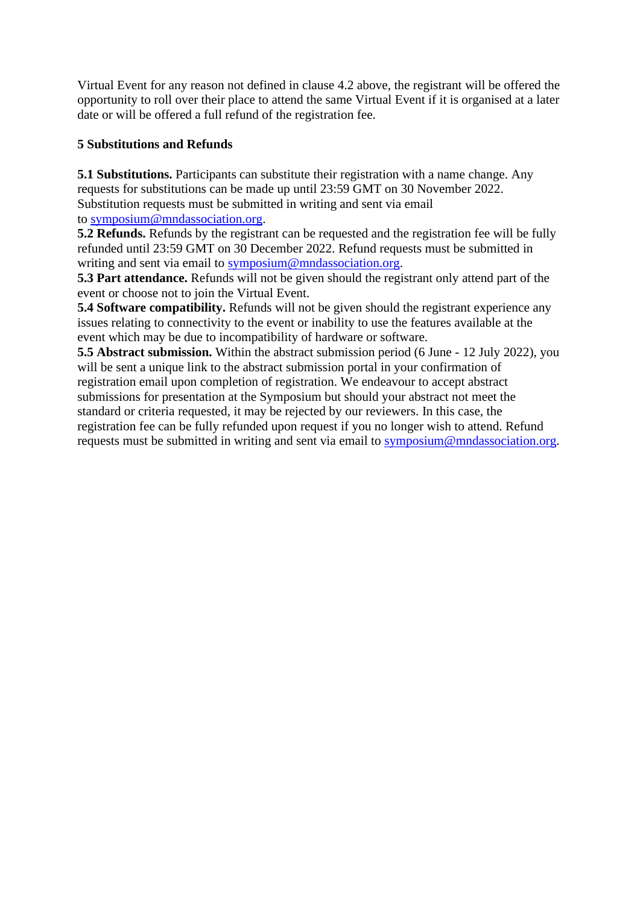Virtual Event for any reason not defined in clause 4.2 above, the registrant will be offered the opportunity to roll over their place to attend the same Virtual Event if it is organised at a later date or will be offered a full refund of the registration fee.

**5 Substitutions and Refunds**

**5.1 Substitutions.** Participants can substitute their registration with a name change. Any requests for substitutions can be made up until 23:59 GMT on 30 November 2022. Substitution requests must be submitted in writing and sent via email to symposium@mndassociation.org.

**5.2 Refunds.** Refunds by the registrant can be requested and the registration fee will be fully refunded until 23:59 GMT on 30 December 2022. Refund requests must be submitted in writing and sent via email to symposium@mndassociation.org.

**5.3 Part attendance.** Refunds will not be given should the registrant only attend part of the event or choose not to join the Virtual Event.

**5.4 Software compatibility.** Refunds will not be given should the registrant experience any issues relating to connectivity to the event or inability to use the features available at the event which may be due to incompatibility of hardware or software.

**5.5 Abstract submission.** Within the abstract submission period (6 June - 12 July 2022), you will be sent a unique link to the abstract submission portal in your confirmation of registration email upon completion of registration. We endeavour to accept abstract submissions for presentation at the Symposium but should your abstract not meet the standard or criteria requested, it may be rejected by our reviewers. In this case, the registration fee can be fully refunded upon request if you no longer wish to attend. Refund requests must be submitted in writing and sent via email to symposium@mndassociation.org.